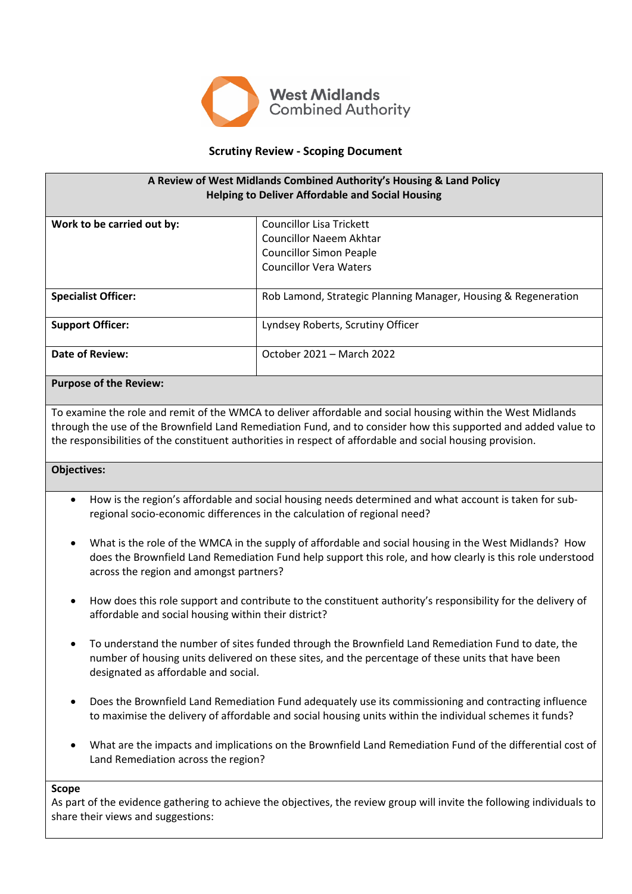West Midlands Combined Authority

# Scrutiny Review - Scoping Document

| **A Review of West Midlands Combined Authority's Housing & Land Policy**<br>**Helping to Deliver Affordable and Social Housing** | |
|---|---|
| **Work to be carried out by:** | Councillor Lisa Trickett<br>Councillor Naeem Akhtar<br>Councillor Simon Peaple<br>Councillor Vera Waters |
| **Specialist Officer:** | Rob Lamond, Strategic Planning Manager, Housing & Regeneration |
| **Support Officer:** | Lyndsey Roberts, Scrutiny Officer |
| **Date of Review:** | October 2021 – March 2022 |

**Purpose of the Review:**

To examine the role and remit of the WMCA to deliver affordable and social housing within the West Midlands through the use of the Brownfield Land Remediation Fund, and to consider how this supported and added value to the responsibilities of the constituent authorities in respect of affordable and social housing provision.

**Objectives:**

- How is the region's affordable and social housing needs determined and what account is taken for sub-regional socio-economic differences in the calculation of regional need?
- What is the role of the WMCA in the supply of affordable and social housing in the West Midlands? How does the Brownfield Land Remediation Fund help support this role, and how clearly is this role understood across the region and amongst partners?
- How does this role support and contribute to the constituent authority's responsibility for the delivery of affordable and social housing within their district?
- To understand the number of sites funded through the Brownfield Land Remediation Fund to date, the number of housing units delivered on these sites, and the percentage of these units that have been designated as affordable and social.
- Does the Brownfield Land Remediation Fund adequately use its commissioning and contracting influence to maximise the delivery of affordable and social housing units within the individual schemes it funds?
- What are the impacts and implications on the Brownfield Land Remediation Fund of the differential cost of Land Remediation across the region?

**Scope**

As part of the evidence gathering to achieve the objectives, the review group will invite the following individuals to share their views and suggestions: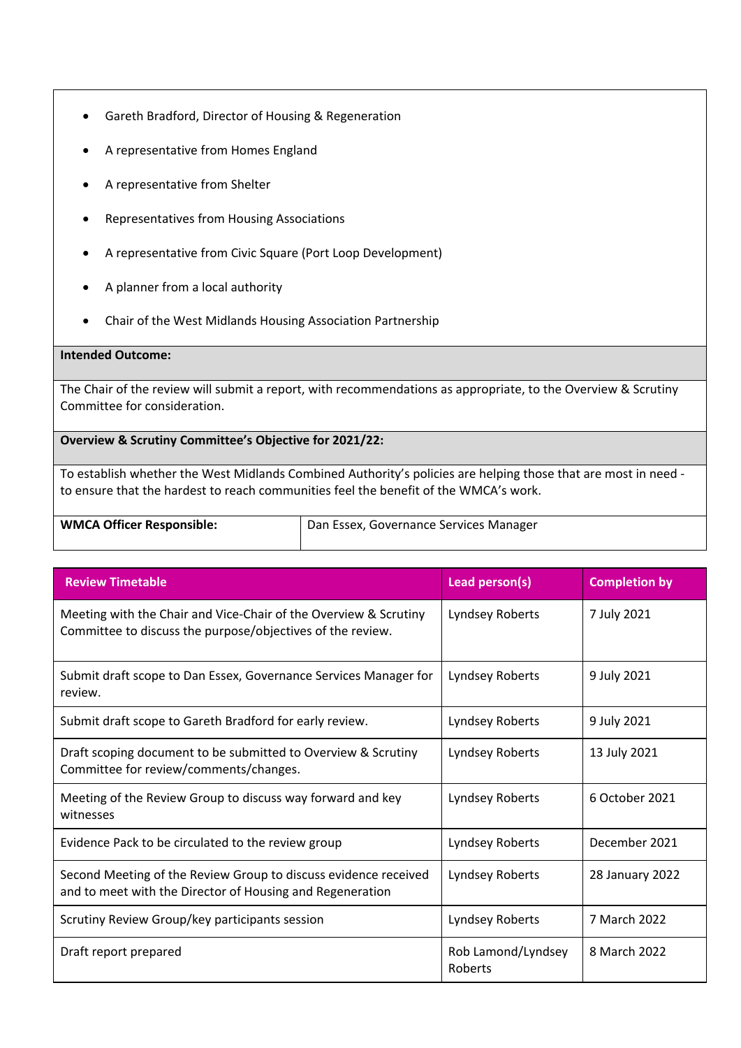- Gareth Bradford, Director of Housing & Regeneration
- A representative from Homes England
- A representative from Shelter
- Representatives from Housing Associations
- A representative from Civic Square (Port Loop Development)
- A planner from a local authority
- Chair of the West Midlands Housing Association Partnership

**Intended Outcome:**

The Chair of the review will submit a report, with recommendations as appropriate, to the Overview & Scrutiny Committee for consideration.

**Overview & Scrutiny Committee's Objective for 2021/22:**

To establish whether the West Midlands Combined Authority's policies are helping those that are most in need - to ensure that the hardest to reach communities feel the benefit of the WMCA's work.

| **WMCA Officer Responsible:** | Dan Essex, Governance Services Manager |
|---|---|

| Review Timetable | Lead person(s) | Completion by |
|---|---|---|
| Meeting with the Chair and Vice-Chair of the Overview & Scrutiny Committee to discuss the purpose/objectives of the review. | Lyndsey Roberts | 7 July 2021 |
| Submit draft scope to Dan Essex, Governance Services Manager for review. | Lyndsey Roberts | 9 July 2021 |
| Submit draft scope to Gareth Bradford for early review. | Lyndsey Roberts | 9 July 2021 |
| Draft scoping document to be submitted to Overview & Scrutiny Committee for review/comments/changes. | Lyndsey Roberts | 13 July 2021 |
| Meeting of the Review Group to discuss way forward and key witnesses | Lyndsey Roberts | 6 October 2021 |
| Evidence Pack to be circulated to the review group | Lyndsey Roberts | December 2021 |
| Second Meeting of the Review Group to discuss evidence received and to meet with the Director of Housing and Regeneration | Lyndsey Roberts | 28 January 2022 |
| Scrutiny Review Group/key participants session | Lyndsey Roberts | 7 March 2022 |
| Draft report prepared | Rob Lamond/Lyndsey Roberts | 8 March 2022 |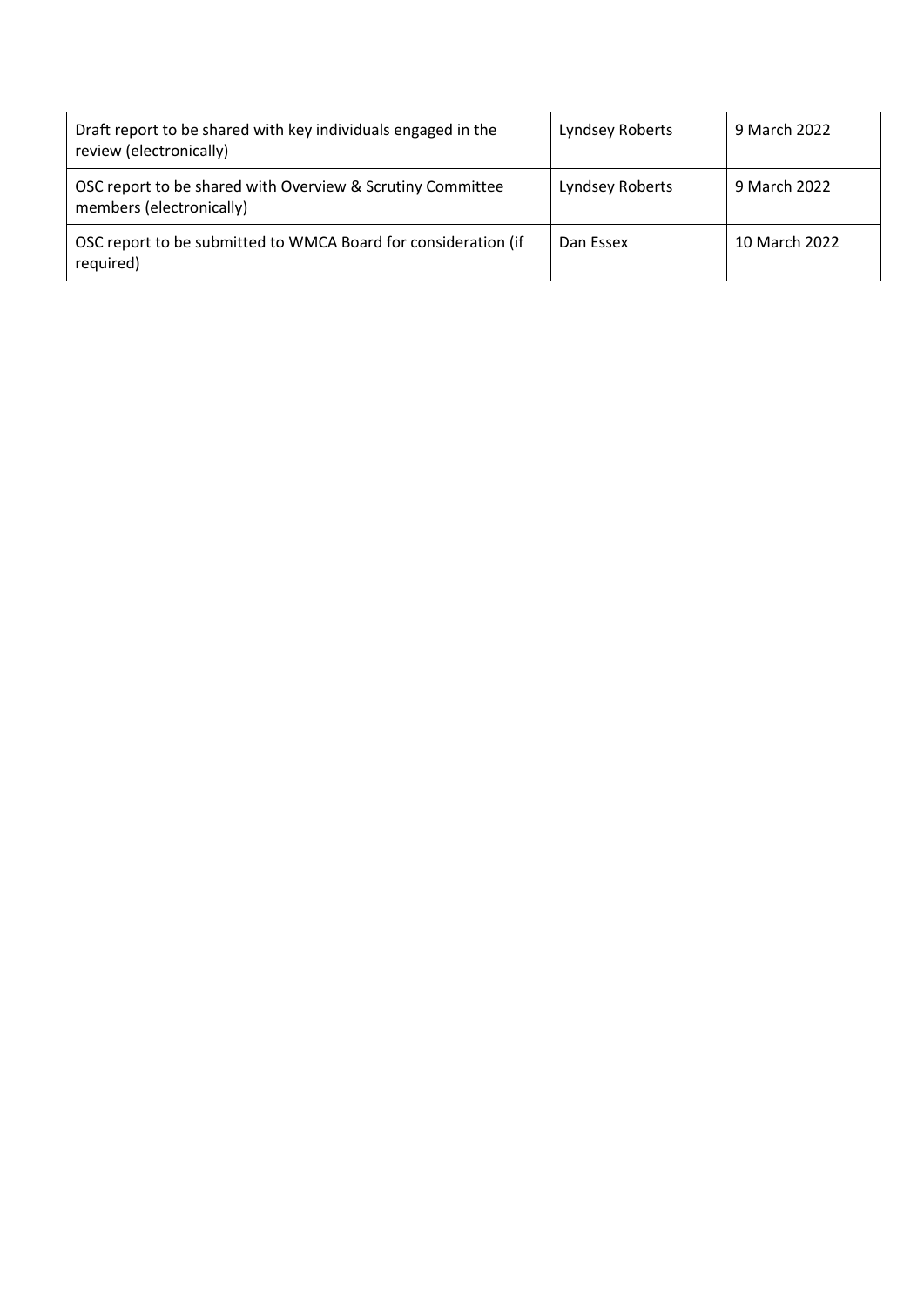| | | |
|---|---|---|
| Draft report to be shared with key individuals engaged in the review (electronically) | Lyndsey Roberts | 9 March 2022 |
| OSC report to be shared with Overview & Scrutiny Committee members (electronically) | Lyndsey Roberts | 9 March 2022 |
| OSC report to be submitted to WMCA Board for consideration (if required) | Dan Essex | 10 March 2022 |